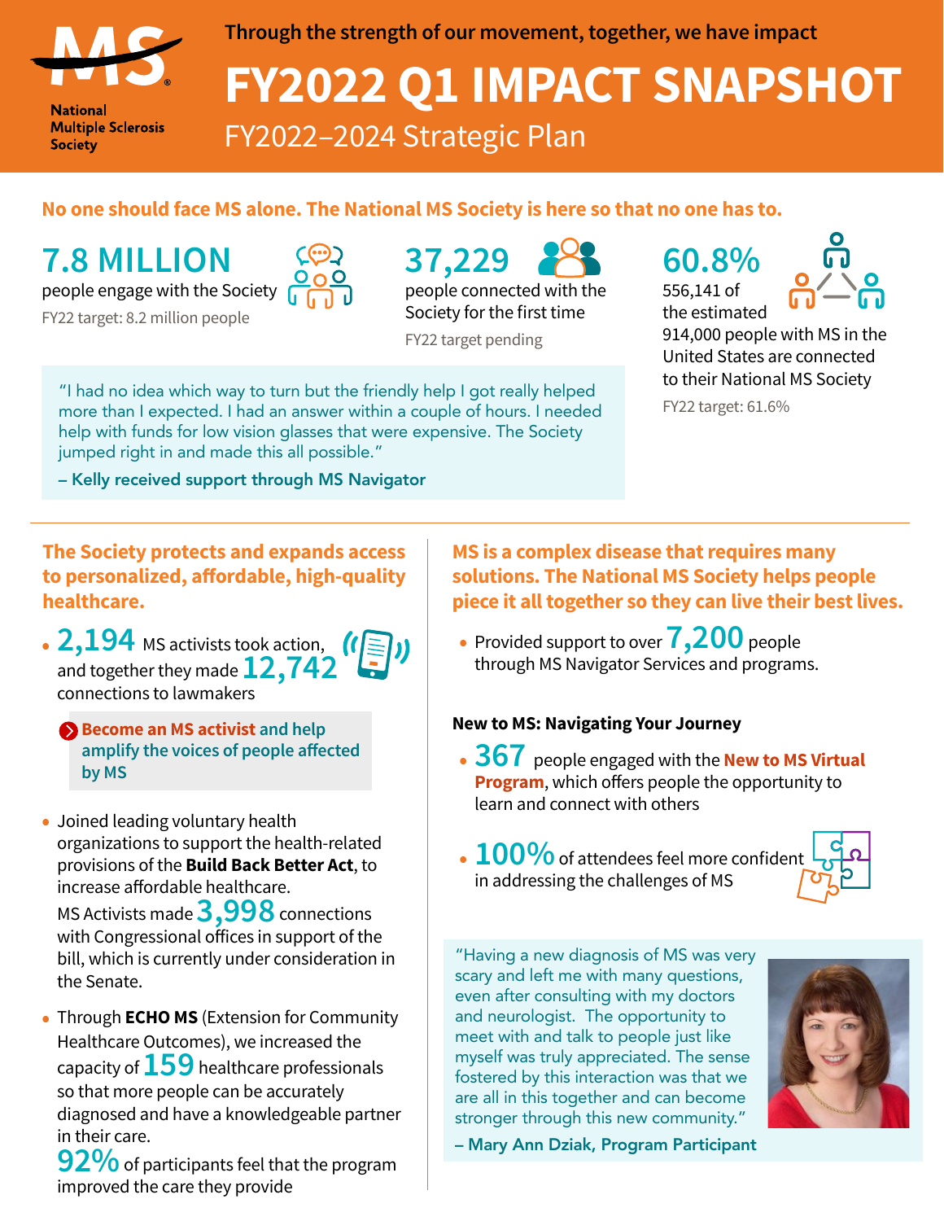National Multiple Sclerosis Society

Through the strength of our movement, together, we have impact

# FY2022 Q1 IMPACT SNAPSHOT

## FY2022–2024 Strategic Plan

**No one should face MS alone. The National MS Society is here so that no one has to.**

**7.8 MILLION**
people engage with the Society
FY22 target: 8.2 million people

**37,229**
people connected with the Society for the first time
FY22 target pending

**60.8%**
556,141 of the estimated 914,000 people with MS in the United States are connected to their National MS Society
FY22 target: 61.6%

> "I had no idea which way to turn but the friendly help I got really helped more than I expected. I had an answer within a couple of hours. I needed help with funds for low vision glasses that were expensive. The Society jumped right in and made this all possible."
>
> **– Kelly received support through MS Navigator**

### The Society protects and expands access to personalized, affordable, high-quality healthcare.

- **2,194** MS activists took action, and together they made **12,742** connections to lawmakers

  **Become an MS activist and help amplify the voices of people affected by MS**

- Joined leading voluntary health organizations to support the health-related provisions of the **Build Back Better Act**, to increase affordable healthcare.
  MS Activists made **3,998** connections with Congressional offices in support of the bill, which is currently under consideration in the Senate.

- Through **ECHO MS** (Extension for Community Healthcare Outcomes), we increased the capacity of **159** healthcare professionals so that more people can be accurately diagnosed and have a knowledgeable partner in their care.
  **92%** of participants feel that the program improved the care they provide

### MS is a complex disease that requires many solutions. The National MS Society helps people piece it all together so they can live their best lives.

- Provided support to over **7,200** people through MS Navigator Services and programs.

**New to MS: Navigating Your Journey**

- **367** people engaged with the **New to MS Virtual Program**, which offers people the opportunity to learn and connect with others

- **100%** of attendees feel more confident in addressing the challenges of MS

> "Having a new diagnosis of MS was very scary and left me with many questions, even after consulting with my doctors and neurologist. The opportunity to meet with and talk to people just like myself was truly appreciated. The sense fostered by this interaction was that we are all in this together and can become stronger through this new community."
>
> **– Mary Ann Dziak, Program Participant**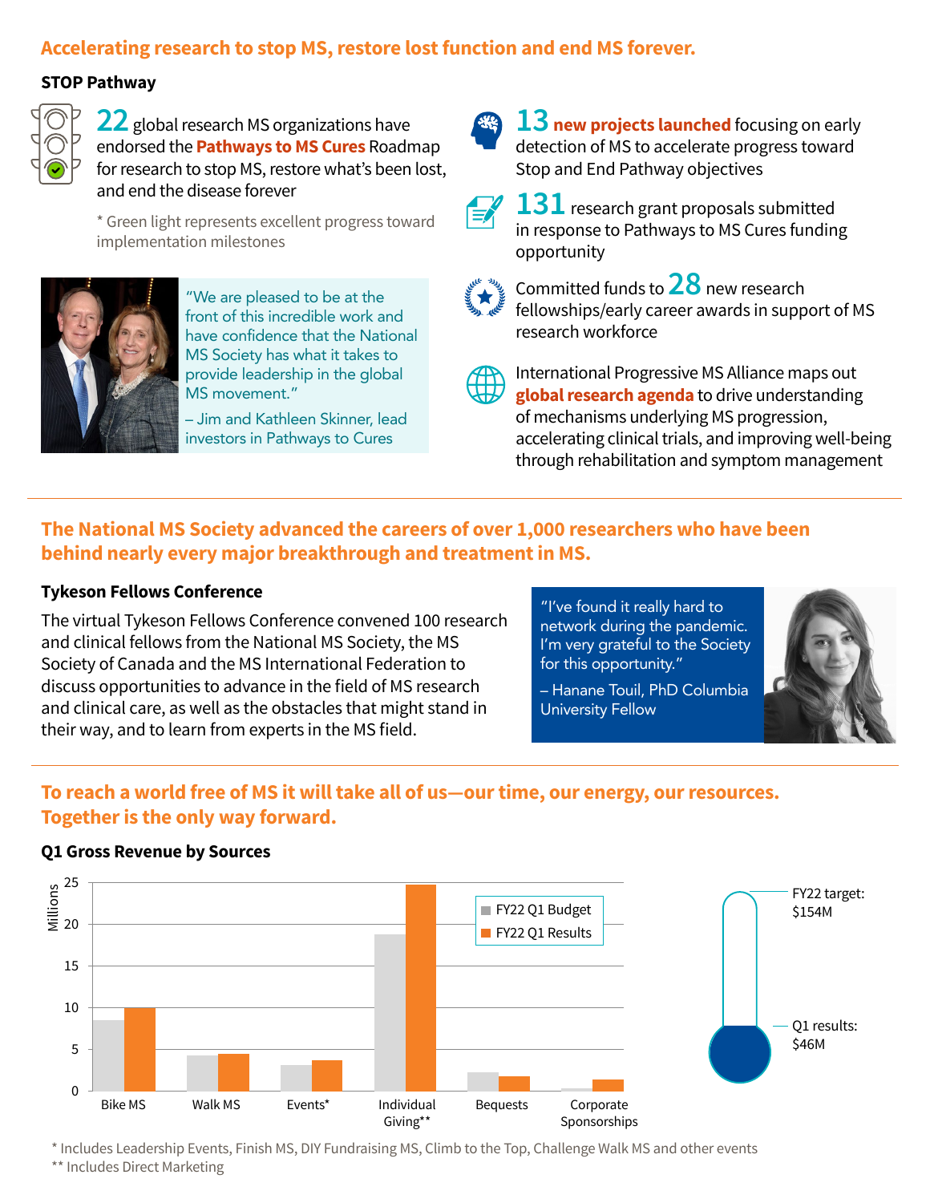## Accelerating research to stop MS, restore lost function and end MS forever.

### STOP Pathway

**22** global research MS organizations have endorsed the **Pathways to MS Cures** Roadmap for research to stop MS, restore what's been lost, and end the disease forever

* Green light represents excellent progress toward implementation milestones

"We are pleased to be at the front of this incredible work and have confidence that the National MS Society has what it takes to provide leadership in the global MS movement."

– Jim and Kathleen Skinner, lead investors in Pathways to Cures

**13 new projects launched** focusing on early detection of MS to accelerate progress toward Stop and End Pathway objectives

**131** research grant proposals submitted in response to Pathways to MS Cures funding opportunity

Committed funds to **28** new research fellowships/early career awards in support of MS research workforce

International Progressive MS Alliance maps out **global research agenda** to drive understanding of mechanisms underlying MS progression, accelerating clinical trials, and improving well-being through rehabilitation and symptom management

---

## The National MS Society advanced the careers of over 1,000 researchers who have been behind nearly every major breakthrough and treatment in MS.

### Tykeson Fellows Conference

The virtual Tykeson Fellows Conference convened 100 research and clinical fellows from the National MS Society, the MS Society of Canada and the MS International Federation to discuss opportunities to advance in the field of MS research and clinical care, as well as the obstacles that might stand in their way, and to learn from experts in the MS field.

"I've found it really hard to network during the pandemic. I'm very grateful to the Society for this opportunity."

– Hanane Touil, PhD Columbia University Fellow

---

## To reach a world free of MS it will take all of us—our time, our energy, our resources. Together is the only way forward.

### Q1 Gross Revenue by Sources

Millions

25
20
15
10
5
0

FY22 Q1 Budget
FY22 Q1 Results

Bike MS
Walk MS
Events*
Individual Giving**
Bequests
Corporate Sponsorships

FY22 target: $154M

Q1 results: $46M

* Includes Leadership Events, Finish MS, DIY Fundraising MS, Climb to the Top, Challenge Walk MS and other events
** Includes Direct Marketing